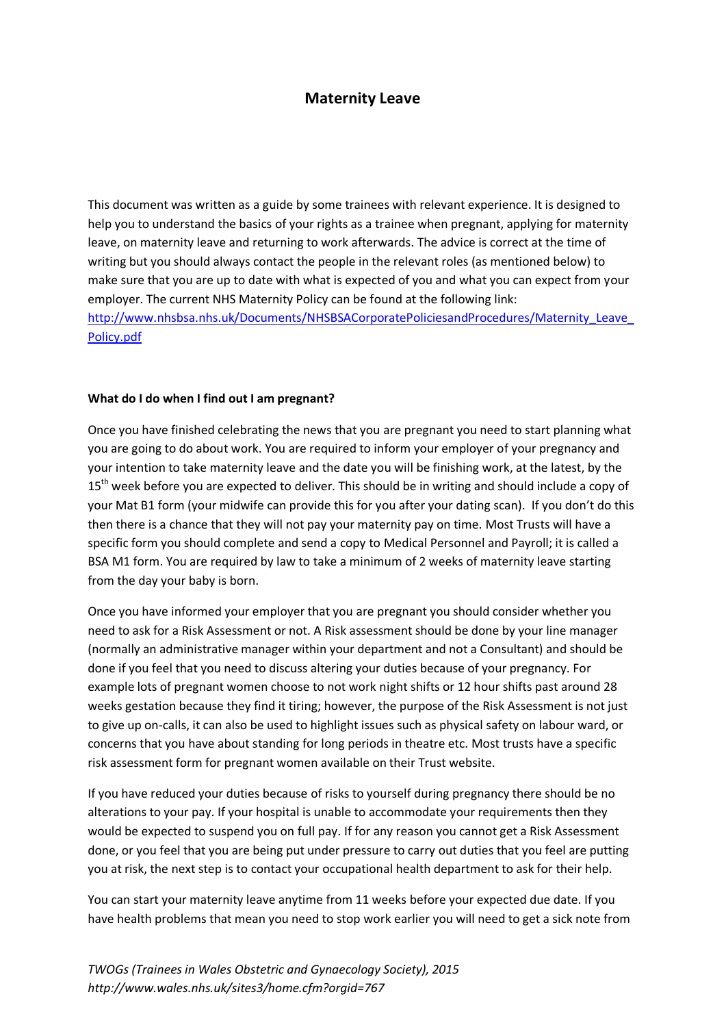# Maternity Leave

This document was written as a guide by some trainees with relevant experience. It is designed to help you to understand the basics of your rights as a trainee when pregnant, applying for maternity leave, on maternity leave and returning to work afterwards. The advice is correct at the time of writing but you should always contact the people in the relevant roles (as mentioned below) to make sure that you are up to date with what is expected of you and what you can expect from your employer. The current NHS Maternity Policy can be found at the following link: [http://www.nhsbsa.nhs.uk/Documents/NHSBSACorporatePoliciesandProcedures/Maternity_Leave_Policy.pdf](http://www.nhsbsa.nhs.uk/Documents/NHSBSACorporatePoliciesandProcedures/Maternity_Leave_Policy.pdf)

**What do I do when I find out I am pregnant?**

Once you have finished celebrating the news that you are pregnant you need to start planning what you are going to do about work. You are required to inform your employer of your pregnancy and your intention to take maternity leave and the date you will be finishing work, at the latest, by the 15th week before you are expected to deliver. This should be in writing and should include a copy of your Mat B1 form (your midwife can provide this for you after your dating scan). If you don't do this then there is a chance that they will not pay your maternity pay on time. Most Trusts will have a specific form you should complete and send a copy to Medical Personnel and Payroll; it is called a BSA M1 form. You are required by law to take a minimum of 2 weeks of maternity leave starting from the day your baby is born.

Once you have informed your employer that you are pregnant you should consider whether you need to ask for a Risk Assessment or not. A Risk assessment should be done by your line manager (normally an administrative manager within your department and not a Consultant) and should be done if you feel that you need to discuss altering your duties because of your pregnancy. For example lots of pregnant women choose to not work night shifts or 12 hour shifts past around 28 weeks gestation because they find it tiring; however, the purpose of the Risk Assessment is not just to give up on-calls, it can also be used to highlight issues such as physical safety on labour ward, or concerns that you have about standing for long periods in theatre etc. Most trusts have a specific risk assessment form for pregnant women available on their Trust website.

If you have reduced your duties because of risks to yourself during pregnancy there should be no alterations to your pay. If your hospital is unable to accommodate your requirements then they would be expected to suspend you on full pay. If for any reason you cannot get a Risk Assessment done, or you feel that you are being put under pressure to carry out duties that you feel are putting you at risk, the next step is to contact your occupational health department to ask for their help.

You can start your maternity leave anytime from 11 weeks before your expected due date. If you have health problems that mean you need to stop work earlier you will need to get a sick note from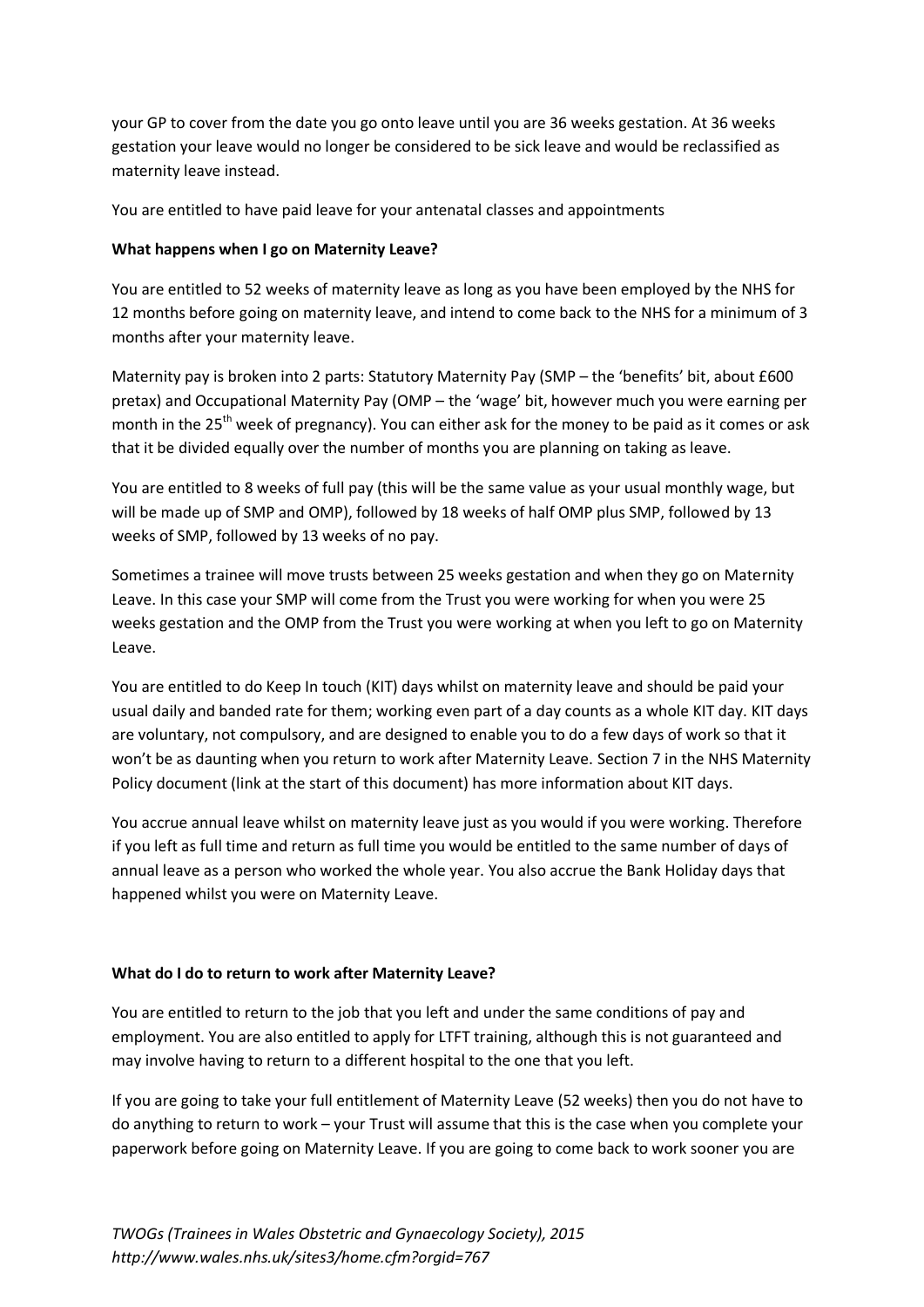your GP to cover from the date you go onto leave until you are 36 weeks gestation. At 36 weeks gestation your leave would no longer be considered to be sick leave and would be reclassified as maternity leave instead.

You are entitled to have paid leave for your antenatal classes and appointments

**What happens when I go on Maternity Leave?**

You are entitled to 52 weeks of maternity leave as long as you have been employed by the NHS for 12 months before going on maternity leave, and intend to come back to the NHS for a minimum of 3 months after your maternity leave.

Maternity pay is broken into 2 parts: Statutory Maternity Pay (SMP – the 'benefits' bit, about £600 pretax) and Occupational Maternity Pay (OMP – the 'wage' bit, however much you were earning per month in the 25th week of pregnancy). You can either ask for the money to be paid as it comes or ask that it be divided equally over the number of months you are planning on taking as leave.

You are entitled to 8 weeks of full pay (this will be the same value as your usual monthly wage, but will be made up of SMP and OMP), followed by 18 weeks of half OMP plus SMP, followed by 13 weeks of SMP, followed by 13 weeks of no pay.

Sometimes a trainee will move trusts between 25 weeks gestation and when they go on Maternity Leave. In this case your SMP will come from the Trust you were working for when you were 25 weeks gestation and the OMP from the Trust you were working at when you left to go on Maternity Leave.

You are entitled to do Keep In touch (KIT) days whilst on maternity leave and should be paid your usual daily and banded rate for them; working even part of a day counts as a whole KIT day. KIT days are voluntary, not compulsory, and are designed to enable you to do a few days of work so that it won't be as daunting when you return to work after Maternity Leave. Section 7 in the NHS Maternity Policy document (link at the start of this document) has more information about KIT days.

You accrue annual leave whilst on maternity leave just as you would if you were working. Therefore if you left as full time and return as full time you would be entitled to the same number of days of annual leave as a person who worked the whole year. You also accrue the Bank Holiday days that happened whilst you were on Maternity Leave.

**What do I do to return to work after Maternity Leave?**

You are entitled to return to the job that you left and under the same conditions of pay and employment. You are also entitled to apply for LTFT training, although this is not guaranteed and may involve having to return to a different hospital to the one that you left.

If you are going to take your full entitlement of Maternity Leave (52 weeks) then you do not have to do anything to return to work – your Trust will assume that this is the case when you complete your paperwork before going on Maternity Leave. If you are going to come back to work sooner you are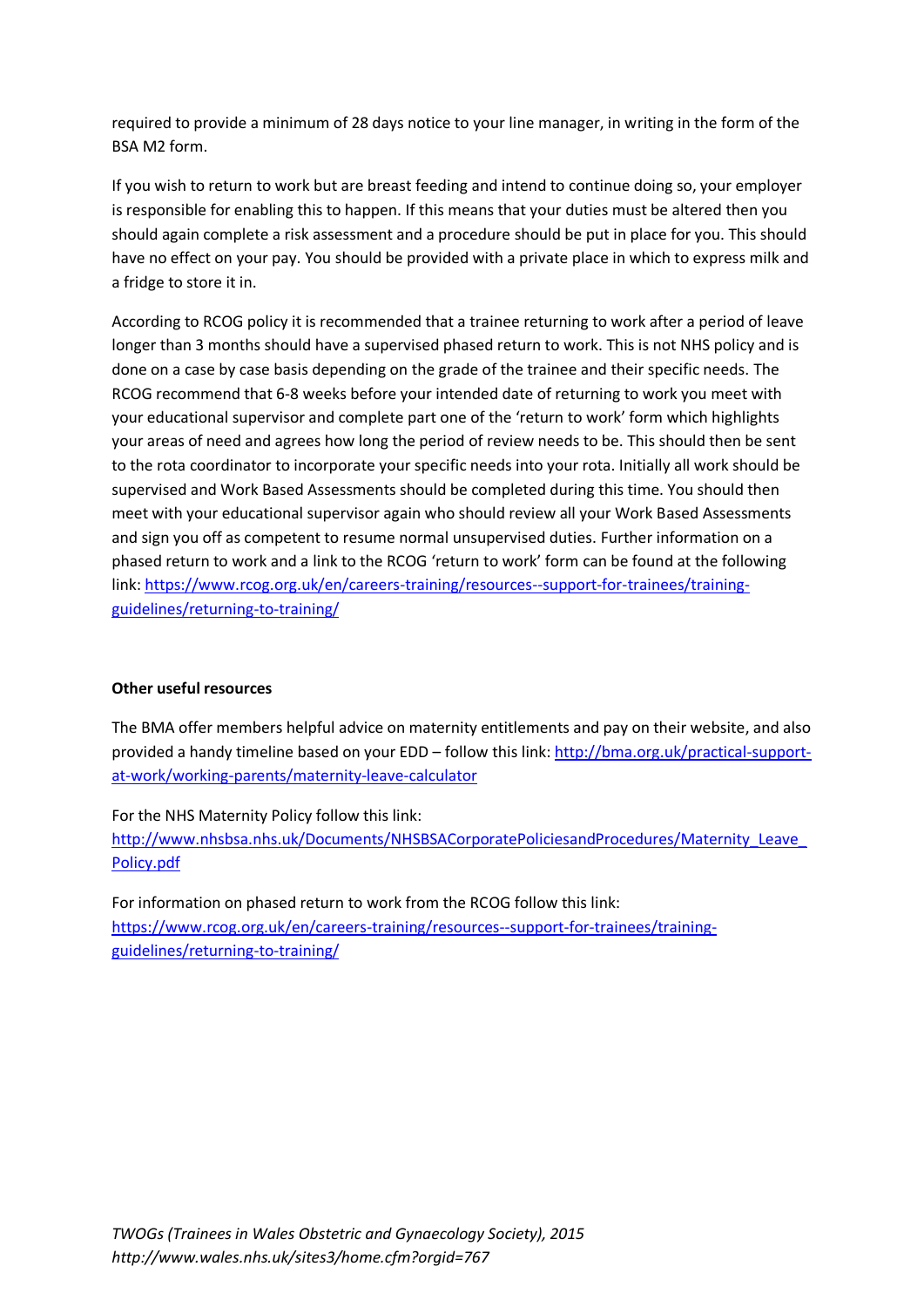required to provide a minimum of 28 days notice to your line manager, in writing in the form of the BSA M2 form.

If you wish to return to work but are breast feeding and intend to continue doing so, your employer is responsible for enabling this to happen. If this means that your duties must be altered then you should again complete a risk assessment and a procedure should be put in place for you. This should have no effect on your pay. You should be provided with a private place in which to express milk and a fridge to store it in.

According to RCOG policy it is recommended that a trainee returning to work after a period of leave longer than 3 months should have a supervised phased return to work. This is not NHS policy and is done on a case by case basis depending on the grade of the trainee and their specific needs. The RCOG recommend that 6-8 weeks before your intended date of returning to work you meet with your educational supervisor and complete part one of the 'return to work' form which highlights your areas of need and agrees how long the period of review needs to be. This should then be sent to the rota coordinator to incorporate your specific needs into your rota. Initially all work should be supervised and Work Based Assessments should be completed during this time. You should then meet with your educational supervisor again who should review all your Work Based Assessments and sign you off as competent to resume normal unsupervised duties. Further information on a phased return to work and a link to the RCOG 'return to work' form can be found at the following link: https://www.rcog.org.uk/en/careers-training/resources--support-for-trainees/training-guidelines/returning-to-training/

**Other useful resources**

The BMA offer members helpful advice on maternity entitlements and pay on their website, and also provided a handy timeline based on your EDD – follow this link: http://bma.org.uk/practical-support-at-work/working-parents/maternity-leave-calculator

For the NHS Maternity Policy follow this link:
http://www.nhsbsa.nhs.uk/Documents/NHSBSACorporatePoliciesandProcedures/Maternity_Leave_Policy.pdf

For information on phased return to work from the RCOG follow this link:
https://www.rcog.org.uk/en/careers-training/resources--support-for-trainees/training-guidelines/returning-to-training/

*TWOGs (Trainees in Wales Obstetric and Gynaecology Society), 2015*
*http://www.wales.nhs.uk/sites3/home.cfm?orgid=767*